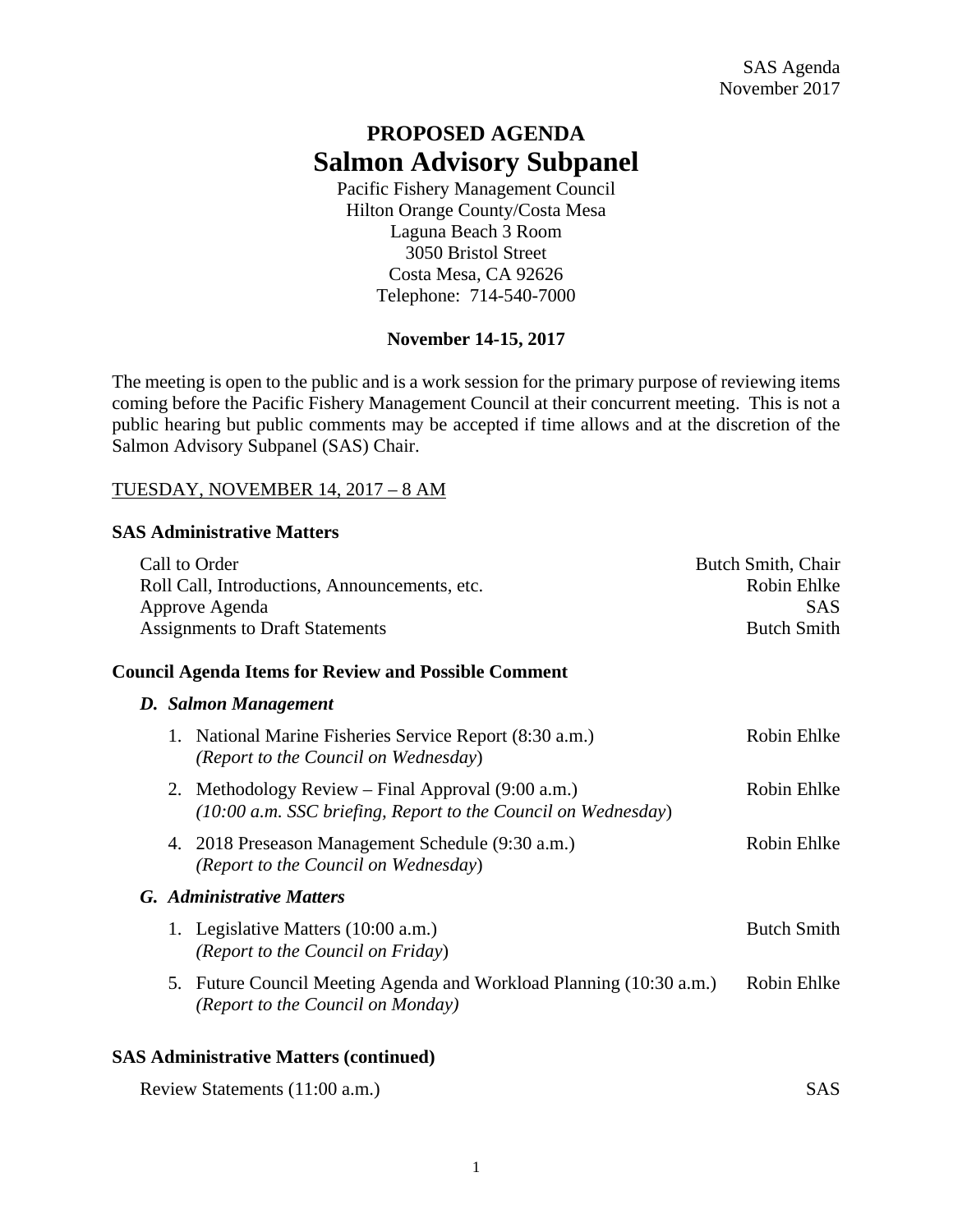SAS Agenda
November 2017

# PROPOSED AGENDA
# Salmon Advisory Subpanel

Pacific Fishery Management Council
Hilton Orange County/Costa Mesa
Laguna Beach 3 Room
3050 Bristol Street
Costa Mesa, CA 92626
Telephone: 714-540-7000

**November 14-15, 2017**

The meeting is open to the public and is a work session for the primary purpose of reviewing items coming before the Pacific Fishery Management Council at their concurrent meeting. This is not a public hearing but public comments may be accepted if time allows and at the discretion of the Salmon Advisory Subpanel (SAS) Chair.

TUESDAY, NOVEMBER 14, 2017 – 8 AM

### SAS Administrative Matters

| | |
|---|---|
| Call to Order | Butch Smith, Chair |
| Roll Call, Introductions, Announcements, etc. | Robin Ehlke |
| Approve Agenda | SAS |
| Assignments to Draft Statements | Butch Smith |

### Council Agenda Items for Review and Possible Comment

***D. Salmon Management***

| | |
|---|---|
| 1. National Marine Fisheries Service Report (8:30 a.m.) *(Report to the Council on Wednesday)* | Robin Ehlke |
| 2. Methodology Review – Final Approval (9:00 a.m.) *(10:00 a.m. SSC briefing, Report to the Council on Wednesday)* | Robin Ehlke |
| 4. 2018 Preseason Management Schedule (9:30 a.m.) *(Report to the Council on Wednesday)* | Robin Ehlke |

***G. Administrative Matters***

| | |
|---|---|
| 1. Legislative Matters (10:00 a.m.) *(Report to the Council on Friday)* | Butch Smith |
| 5. Future Council Meeting Agenda and Workload Planning (10:30 a.m.) *(Report to the Council on Monday)* | Robin Ehlke |

### SAS Administrative Matters (continued)

| | |
|---|---|
| Review Statements (11:00 a.m.) | SAS |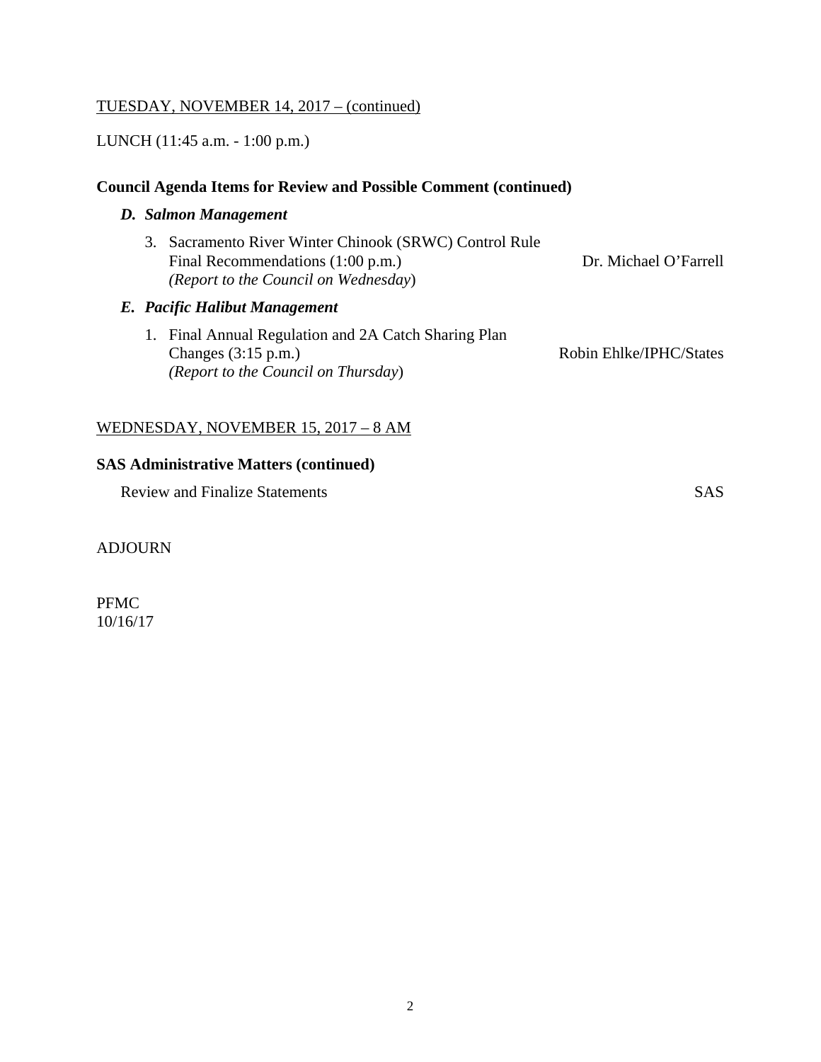<u>TUESDAY, NOVEMBER 14, 2017 – (continued)</u>

LUNCH (11:45 a.m. - 1:00 p.m.)

**Council Agenda Items for Review and Possible Comment (continued)**

***D. Salmon Management***

3. Sacramento River Winter Chinook (SRWC) Control Rule Final Recommendations (1:00 p.m.) — Dr. Michael O'Farrell
   *(Report to the Council on Wednesday)*

***E. Pacific Halibut Management***

1. Final Annual Regulation and 2A Catch Sharing Plan Changes (3:15 p.m.) — Robin Ehlke/IPHC/States
   *(Report to the Council on Thursday)*

<u>WEDNESDAY, NOVEMBER 15, 2017 – 8 AM</u>

**SAS Administrative Matters (continued)**

Review and Finalize Statements — SAS

ADJOURN

PFMC
10/16/17